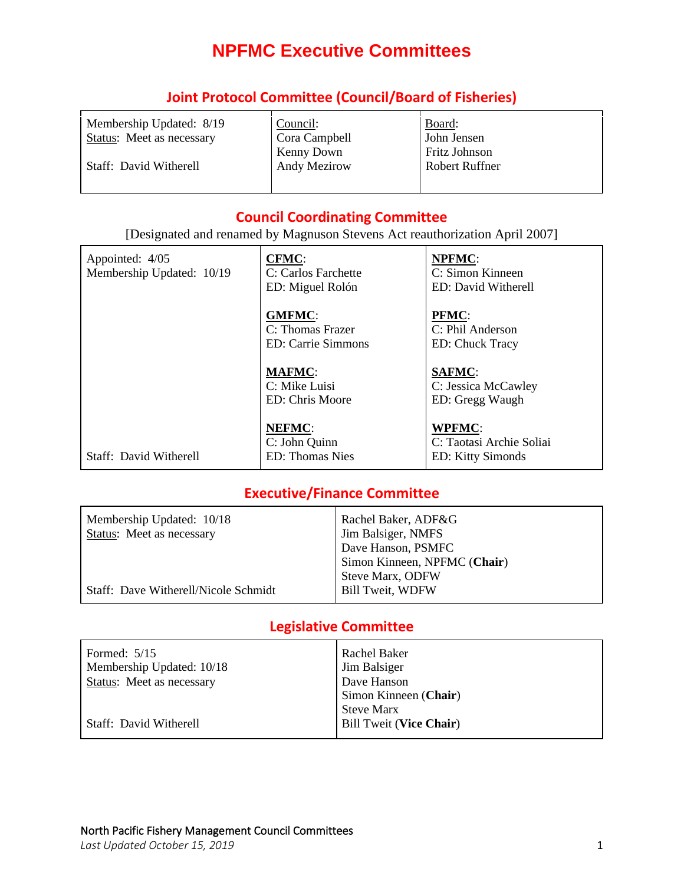# NPFMC Executive Committees

## Joint Protocol Committee (Council/Board of Fisheries)

| | | |
|---|---|---|
| Membership Updated: 8/19<br>Status: Meet as necessary<br><br>Staff: David Witherell | Council:<br>Cora Campbell<br>Kenny Down<br>Andy Mezirow | Board:<br>John Jensen<br>Fritz Johnson<br>Robert Ruffner |

## Council Coordinating Committee

[Designated and renamed by Magnuson Stevens Act reauthorization April 2007]

| | | |
|---|---|---|
| Appointed: 4/05<br>Membership Updated: 10/19 | **CFMC**:<br>C: Carlos Farchette<br>ED: Miguel Rolón | **NPFMC**:<br>C: Simon Kinneen<br>ED: David Witherell |
| | **GMFMC**:<br>C: Thomas Frazer<br>ED: Carrie Simmons | **PFMC**:<br>C: Phil Anderson<br>ED: Chuck Tracy |
| | **MAFMC**:<br>C: Mike Luisi<br>ED: Chris Moore | **SAFMC**:<br>C: Jessica McCawley<br>ED: Gregg Waugh |
| Staff: David Witherell | **NEFMC**:<br>C: John Quinn<br>ED: Thomas Nies | **WPFMC**:<br>C: Taotasi Archie Soliai<br>ED: Kitty Simonds |

## Executive/Finance Committee

| | |
|---|---|
| Membership Updated: 10/18<br>Status: Meet as necessary<br><br><br><br>Staff: Dave Witherell/Nicole Schmidt | Rachel Baker, ADF&G<br>Jim Balsiger, NMFS<br>Dave Hanson, PSMFC<br>Simon Kinneen, NPFMC (**Chair**)<br>Steve Marx, ODFW<br>Bill Tweit, WDFW |

## Legislative Committee

| | |
|---|---|
| Formed: 5/15<br>Membership Updated: 10/18<br>Status: Meet as necessary<br><br><br>Staff: David Witherell | Rachel Baker<br>Jim Balsiger<br>Dave Hanson<br>Simon Kinneen (**Chair**)<br>Steve Marx<br>Bill Tweit (**Vice Chair**) |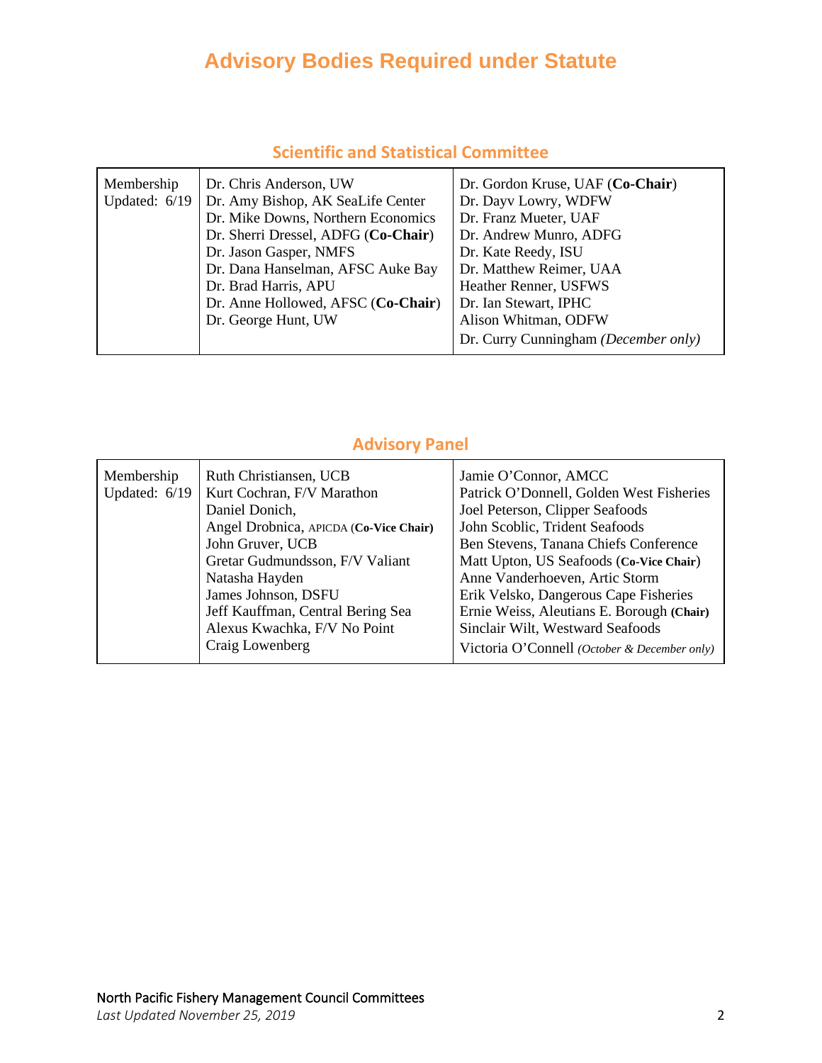# Advisory Bodies Required under Statute

## Scientific and Statistical Committee

| Membership Updated: 6/19 | | |
|---|---|---|
| | Dr. Chris Anderson, UW | Dr. Gordon Kruse, UAF (**Co-Chair**) |
| | Dr. Amy Bishop, AK SeaLife Center | Dr. Dayv Lowry, WDFW |
| | Dr. Mike Downs, Northern Economics | Dr. Franz Mueter, UAF |
| | Dr. Sherri Dressel, ADFG (**Co-Chair**) | Dr. Andrew Munro, ADFG |
| | Dr. Jason Gasper, NMFS | Dr. Kate Reedy, ISU |
| | Dr. Dana Hanselman, AFSC Auke Bay | Dr. Matthew Reimer, UAA |
| | Dr. Brad Harris, APU | Heather Renner, USFWS |
| | Dr. Anne Hollowed, AFSC (**Co-Chair**) | Dr. Ian Stewart, IPHC |
| | Dr. George Hunt, UW | Alison Whitman, ODFW |
| | | Dr. Curry Cunningham *(December only)* |

## Advisory Panel

| Membership Updated: 6/19 | | |
|---|---|---|
| | Ruth Christiansen, UCB | Jamie O'Connor, AMCC |
| | Kurt Cochran, F/V Marathon | Patrick O'Donnell, Golden West Fisheries |
| | Daniel Donich, | Joel Peterson, Clipper Seafoods |
| | Angel Drobnica, APICDA (**Co-Vice Chair**) | John Scoblic, Trident Seafoods |
| | John Gruver, UCB | Ben Stevens, Tanana Chiefs Conference |
| | Gretar Gudmundsson, F/V Valiant | Matt Upton, US Seafoods (**Co-Vice Chair**) |
| | Natasha Hayden | Anne Vanderhoeven, Artic Storm |
| | James Johnson, DSFU | Erik Velsko, Dangerous Cape Fisheries |
| | Jeff Kauffman, Central Bering Sea | Ernie Weiss, Aleutians E. Borough (**Chair**) |
| | Alexus Kwachka, F/V No Point | Sinclair Wilt, Westward Seafoods |
| | Craig Lowenberg | Victoria O'Connell *(October & December only)* |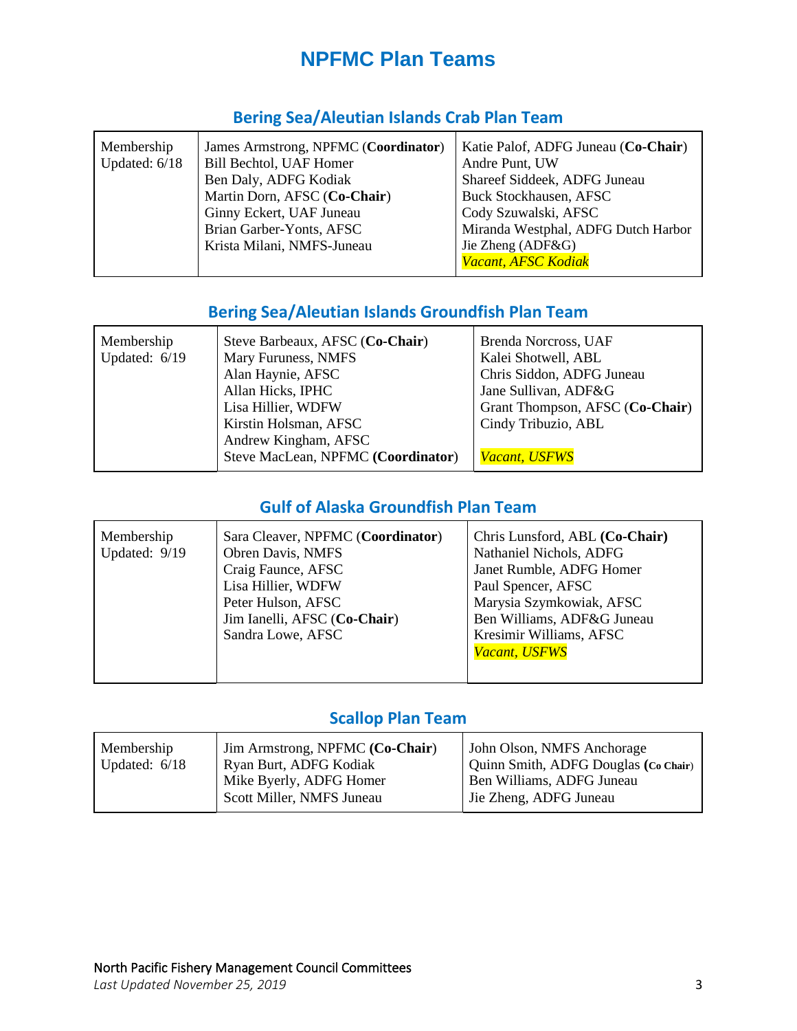# NPFMC Plan Teams

## Bering Sea/Aleutian Islands Crab Plan Team

| Membership Updated: 6/18 | James Armstrong, NPFMC (**Coordinator**)<br>Bill Bechtol, UAF Homer<br>Ben Daly, ADFG Kodiak<br>Martin Dorn, AFSC (**Co-Chair**)<br>Ginny Eckert, UAF Juneau<br>Brian Garber-Yonts, AFSC<br>Krista Milani, NMFS-Juneau | Katie Palof, ADFG Juneau (**Co-Chair**)<br>Andre Punt, UW<br>Shareef Siddeek, ADFG Juneau<br>Buck Stockhausen, AFSC<br>Cody Szuwalski, AFSC<br>Miranda Westphal, ADFG Dutch Harbor<br>Jie Zheng (ADF&G)<br>*Vacant, AFSC Kodiak* |
|---|---|---|

## Bering Sea/Aleutian Islands Groundfish Plan Team

| Membership Updated: 6/19 | Steve Barbeaux, AFSC (**Co-Chair**)<br>Mary Furuness, NMFS<br>Alan Haynie, AFSC<br>Allan Hicks, IPHC<br>Lisa Hillier, WDFW<br>Kirstin Holsman, AFSC<br>Andrew Kingham, AFSC<br>Steve MacLean, NPFMC (**Coordinator**) | Brenda Norcross, UAF<br>Kalei Shotwell, ABL<br>Chris Siddon, ADFG Juneau<br>Jane Sullivan, ADF&G<br>Grant Thompson, AFSC (**Co-Chair**)<br>Cindy Tribuzio, ABL<br><br>*Vacant, USFWS* |
|---|---|---|

## Gulf of Alaska Groundfish Plan Team

| Membership Updated: 9/19 | Sara Cleaver, NPFMC (**Coordinator**)<br>Obren Davis, NMFS<br>Craig Faunce, AFSC<br>Lisa Hillier, WDFW<br>Peter Hulson, AFSC<br>Jim Ianelli, AFSC (**Co-Chair**)<br>Sandra Lowe, AFSC | Chris Lunsford, ABL **(Co-Chair)**<br>Nathaniel Nichols, ADFG<br>Janet Rumble, ADFG Homer<br>Paul Spencer, AFSC<br>Marysia Szymkowiak, AFSC<br>Ben Williams, ADF&G Juneau<br>Kresimir Williams, AFSC<br>*Vacant, USFWS* |
|---|---|---|

## Scallop Plan Team

| Membership Updated: 6/18 | Jim Armstrong, NPFMC **(Co-Chair)**<br>Ryan Burt, ADFG Kodiak<br>Mike Byerly, ADFG Homer<br>Scott Miller, NMFS Juneau | John Olson, NMFS Anchorage<br>Quinn Smith, ADFG Douglas **(Co Chair)**<br>Ben Williams, ADFG Juneau<br>Jie Zheng, ADFG Juneau |
|---|---|---|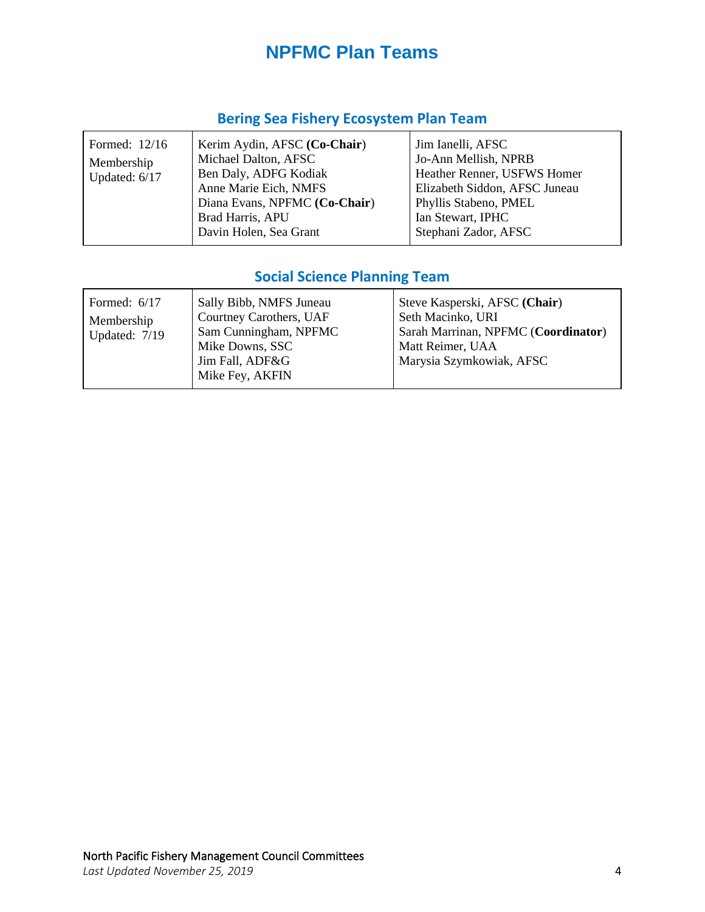# NPFMC Plan Teams

## Bering Sea Fishery Ecosystem Plan Team

| | | |
|---|---|---|
| Formed: 12/16<br>Membership Updated: 6/17 | Kerim Aydin, AFSC **(Co-Chair)**<br>Michael Dalton, AFSC<br>Ben Daly, ADFG Kodiak<br>Anne Marie Eich, NMFS<br>Diana Evans, NPFMC **(Co-Chair)**<br>Brad Harris, APU<br>Davin Holen, Sea Grant | Jim Ianelli, AFSC<br>Jo-Ann Mellish, NPRB<br>Heather Renner, USFWS Homer<br>Elizabeth Siddon, AFSC Juneau<br>Phyllis Stabeno, PMEL<br>Ian Stewart, IPHC<br>Stephani Zador, AFSC |

## Social Science Planning Team

| | | |
|---|---|---|
| Formed: 6/17<br>Membership Updated: 7/19 | Sally Bibb, NMFS Juneau<br>Courtney Carothers, UAF<br>Sam Cunningham, NPFMC<br>Mike Downs, SSC<br>Jim Fall, ADF&G<br>Mike Fey, AKFIN | Steve Kasperski, AFSC **(Chair)**<br>Seth Macinko, URI<br>Sarah Marrinan, NPFMC (**Coordinator**)<br>Matt Reimer, UAA<br>Marysia Szymkowiak, AFSC |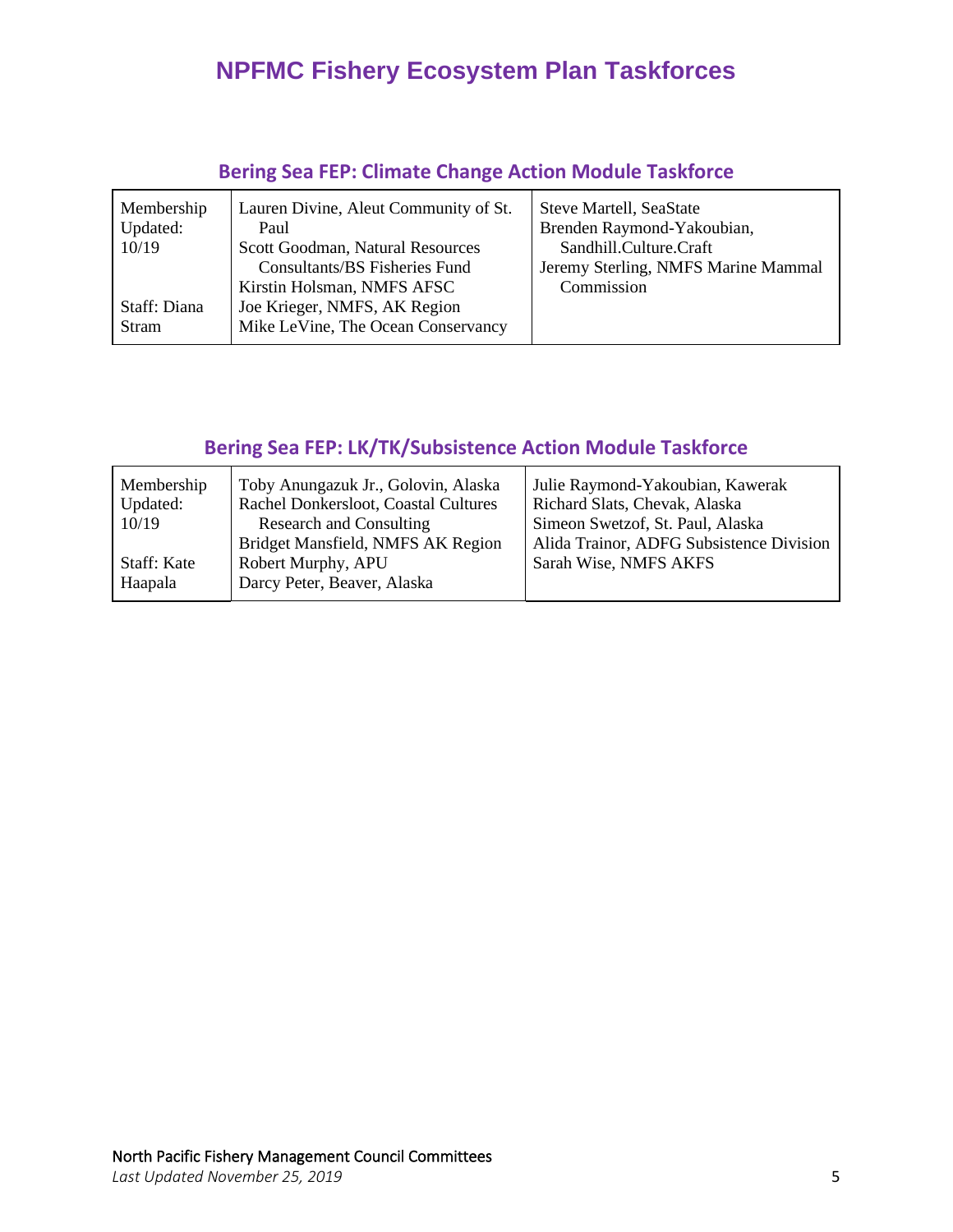# NPFMC Fishery Ecosystem Plan Taskforces

## Bering Sea FEP: Climate Change Action Module Taskforce

| | | |
|---|---|---|
| Membership Updated: 10/19<br><br>Staff: Diana Stram | Lauren Divine, Aleut Community of St. Paul<br>Scott Goodman, Natural Resources Consultants/BS Fisheries Fund<br>Kirstin Holsman, NMFS AFSC<br>Joe Krieger, NMFS, AK Region<br>Mike LeVine, The Ocean Conservancy | Steve Martell, SeaState<br>Brenden Raymond-Yakoubian, Sandhill.Culture.Craft<br>Jeremy Sterling, NMFS Marine Mammal Commission |

## Bering Sea FEP: LK/TK/Subsistence Action Module Taskforce

| | | |
|---|---|---|
| Membership Updated: 10/19<br><br>Staff: Kate Haapala | Toby Anungazuk Jr., Golovin, Alaska<br>Rachel Donkersloot, Coastal Cultures Research and Consulting<br>Bridget Mansfield, NMFS AK Region<br>Robert Murphy, APU<br>Darcy Peter, Beaver, Alaska | Julie Raymond-Yakoubian, Kawerak<br>Richard Slats, Chevak, Alaska<br>Simeon Swetzof, St. Paul, Alaska<br>Alida Trainor, ADFG Subsistence Division<br>Sarah Wise, NMFS AKFS |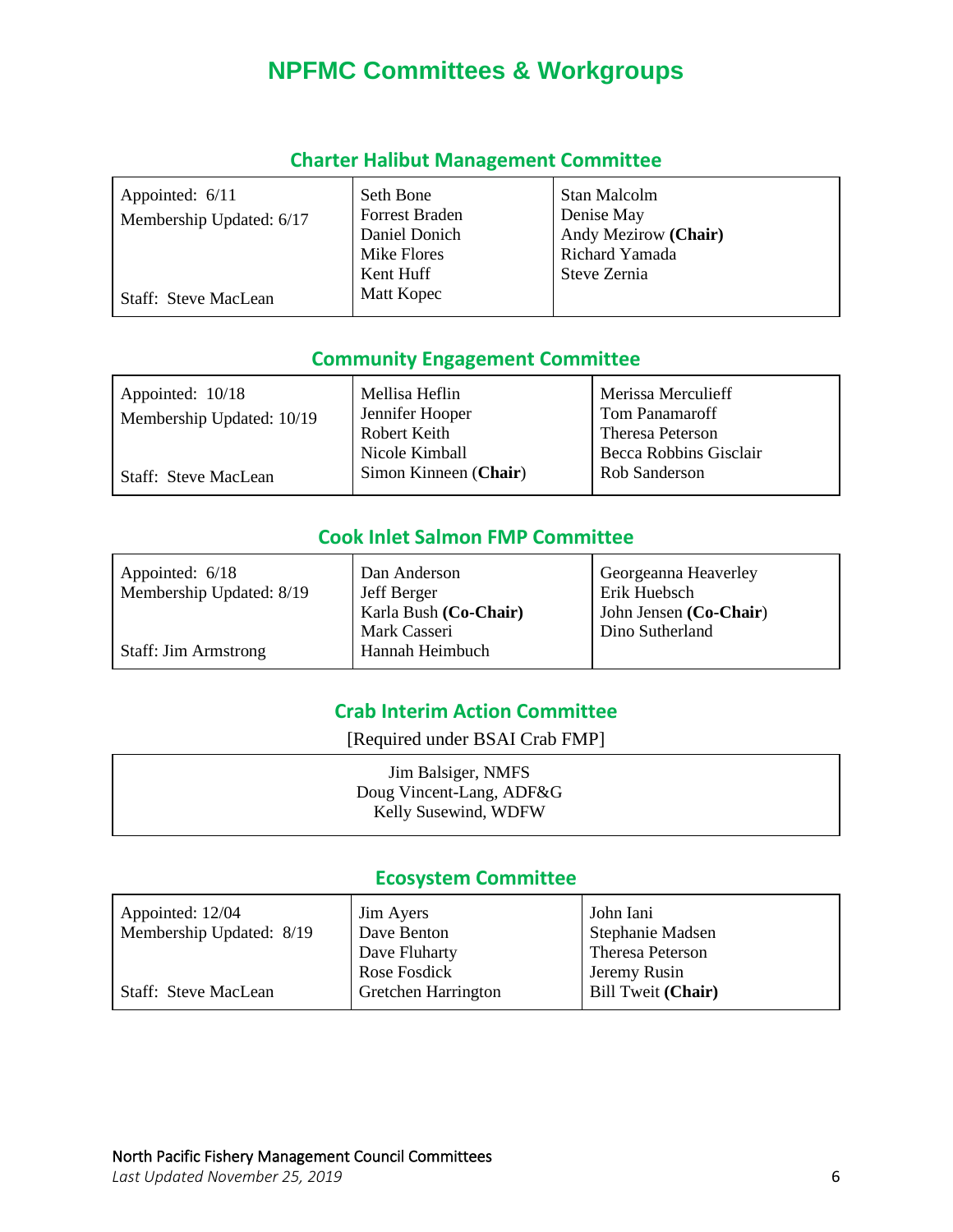# NPFMC Committees & Workgroups

## Charter Halibut Management Committee

| | | |
|---|---|---|
| Appointed: 6/11<br>Membership Updated: 6/17<br><br>Staff: Steve MacLean | Seth Bone<br>Forrest Braden<br>Daniel Donich<br>Mike Flores<br>Kent Huff<br>Matt Kopec | Stan Malcolm<br>Denise May<br>Andy Mezirow **(Chair)**<br>Richard Yamada<br>Steve Zernia |

## Community Engagement Committee

| | | |
|---|---|---|
| Appointed: 10/18<br>Membership Updated: 10/19<br><br>Staff: Steve MacLean | Mellisa Heflin<br>Jennifer Hooper<br>Robert Keith<br>Nicole Kimball<br>Simon Kinneen (**Chair**) | Merissa Merculieff<br>Tom Panamaroff<br>Theresa Peterson<br>Becca Robbins Gisclair<br>Rob Sanderson |

## Cook Inlet Salmon FMP Committee

| | | |
|---|---|---|
| Appointed: 6/18<br>Membership Updated: 8/19<br><br>Staff: Jim Armstrong | Dan Anderson<br>Jeff Berger<br>Karla Bush **(Co-Chair)**<br>Mark Casseri<br>Hannah Heimbuch | Georgeanna Heaverley<br>Erik Huebsch<br>John Jensen (**Co-Chair**)<br>Dino Sutherland |

## Crab Interim Action Committee

[Required under BSAI Crab FMP]

| |
|---|
| Jim Balsiger, NMFS<br>Doug Vincent-Lang, ADF&G<br>Kelly Susewind, WDFW |

## Ecosystem Committee

| | | |
|---|---|---|
| Appointed: 12/04<br>Membership Updated: 8/19<br><br>Staff: Steve MacLean | Jim Ayers<br>Dave Benton<br>Dave Fluharty<br>Rose Fosdick<br>Gretchen Harrington | John Iani<br>Stephanie Madsen<br>Theresa Peterson<br>Jeremy Rusin<br>Bill Tweit **(Chair)** |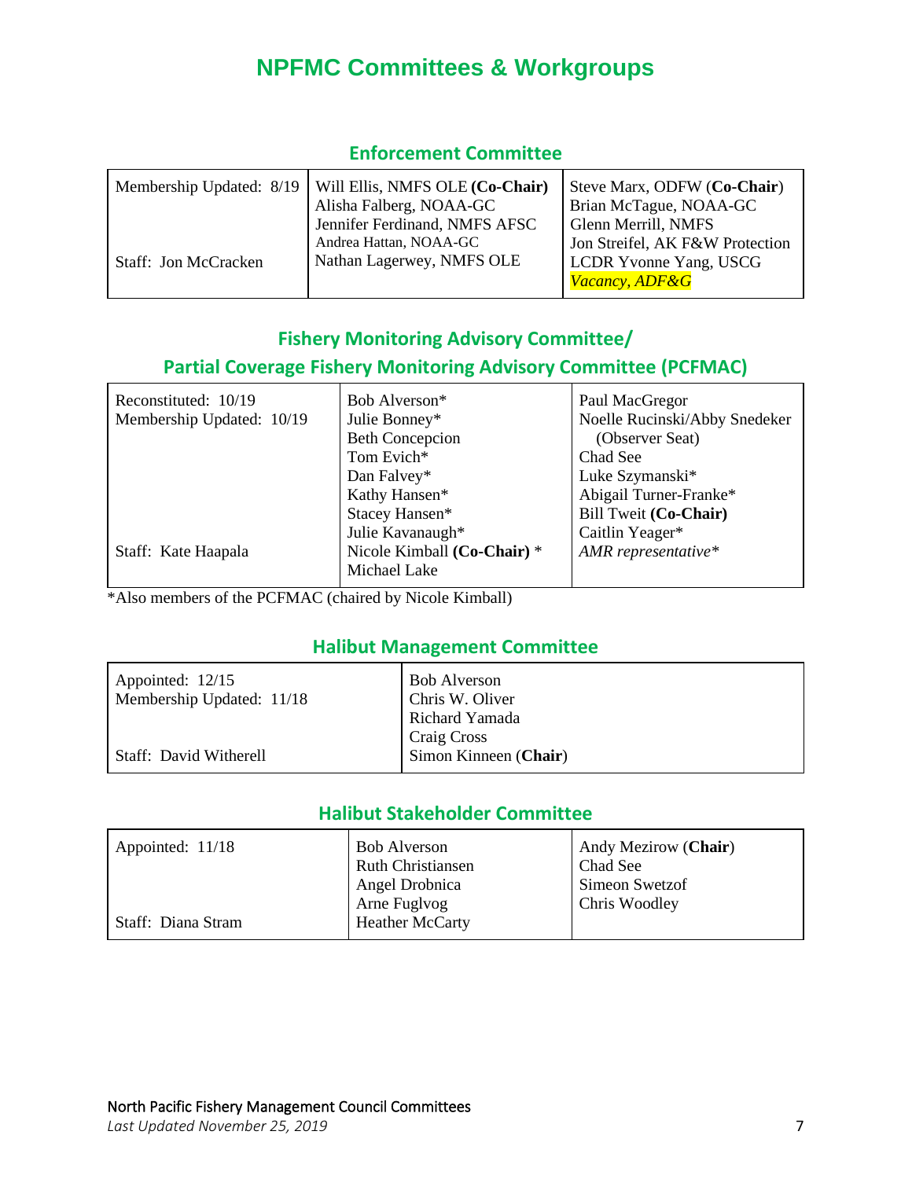# NPFMC Committees & Workgroups

## Enforcement Committee

| | | |
|---|---|---|
| Membership Updated: 8/19<br><br>Staff: Jon McCracken | Will Ellis, NMFS OLE **(Co-Chair)**<br>Alisha Falberg, NOAA-GC<br>Jennifer Ferdinand, NMFS AFSC<br>Andrea Hattan, NOAA-GC<br>Nathan Lagerwey, NMFS OLE | Steve Marx, ODFW (**Co-Chair**)<br>Brian McTague, NOAA-GC<br>Glenn Merrill, NMFS<br>Jon Streifel, AK F&W Protection<br>LCDR Yvonne Yang, USCG<br>*Vacancy, ADF&G* |

## Fishery Monitoring Advisory Committee/ Partial Coverage Fishery Monitoring Advisory Committee (PCFMAC)

| | | |
|---|---|---|
| Reconstituted: 10/19<br>Membership Updated: 10/19<br><br>Staff: Kate Haapala | Bob Alverson*<br>Julie Bonney*<br>Beth Concepcion<br>Tom Evich*<br>Dan Falvey*<br>Kathy Hansen*<br>Stacey Hansen*<br>Julie Kavanaugh*<br>Nicole Kimball **(Co-Chair)** *<br>Michael Lake | Paul MacGregor<br>Noelle Rucinski/Abby Snedeker (Observer Seat)<br>Chad See<br>Luke Szymanski*<br>Abigail Turner-Franke*<br>Bill Tweit **(Co-Chair)**<br>Caitlin Yeager*<br>*AMR representative** |

*Also members of the PCFMAC (chaired by Nicole Kimball)

## Halibut Management Committee

| | |
|---|---|
| Appointed: 12/15<br>Membership Updated: 11/18<br><br>Staff: David Witherell | Bob Alverson<br>Chris W. Oliver<br>Richard Yamada<br>Craig Cross<br>Simon Kinneen (**Chair**) |

## Halibut Stakeholder Committee

| | | |
|---|---|---|
| Appointed: 11/18<br><br>Staff: Diana Stram | Bob Alverson<br>Ruth Christiansen<br>Angel Drobnica<br>Arne Fuglvog<br>Heather McCarty | Andy Mezirow (**Chair**)<br>Chad See<br>Simeon Swetzof<br>Chris Woodley |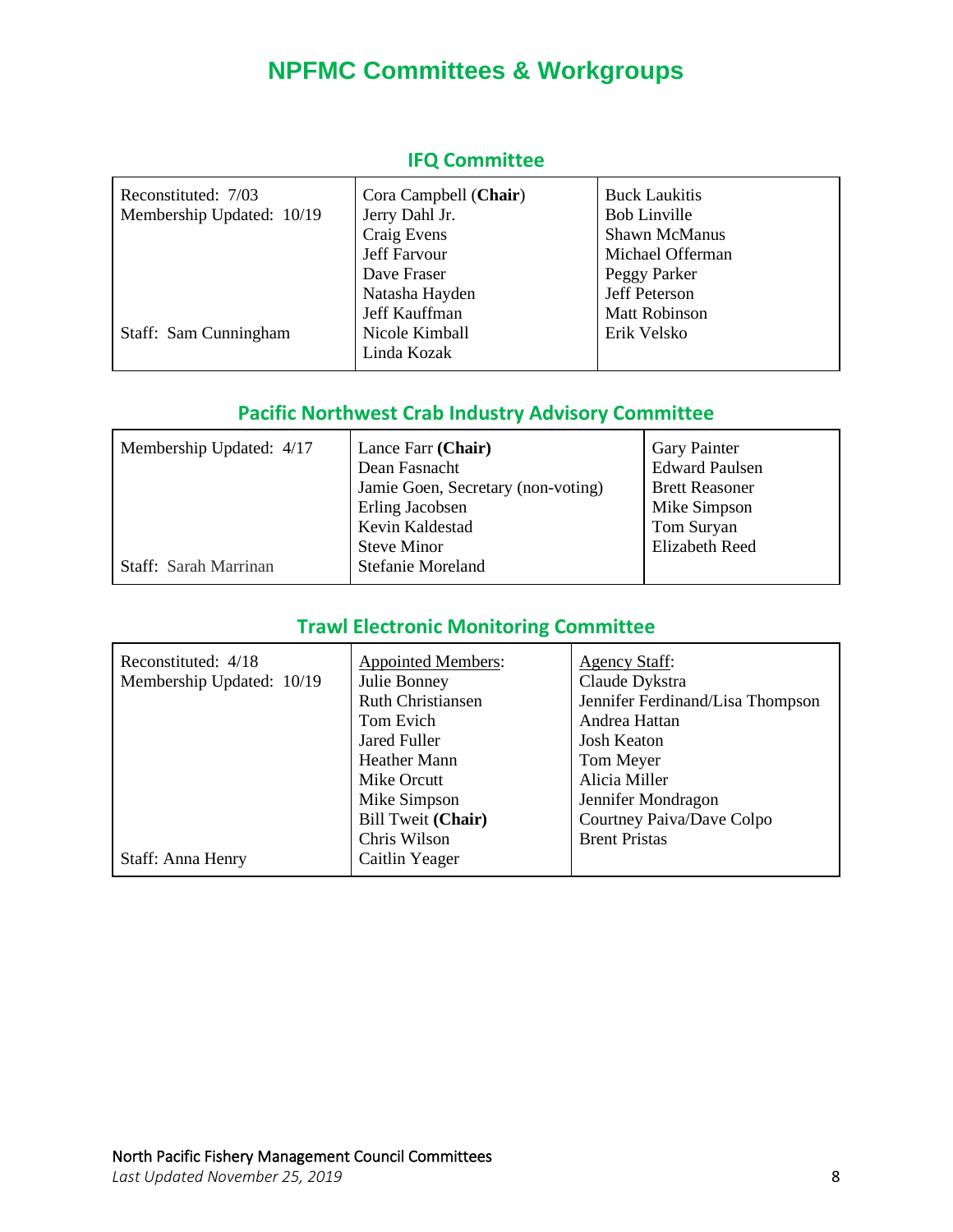# NPFMC Committees & Workgroups

## IFQ Committee

| | | |
|---|---|---|
| Reconstituted: 7/03<br>Membership Updated: 10/19<br><br><br><br><br><br>Staff: Sam Cunningham | Cora Campbell (**Chair**)<br>Jerry Dahl Jr.<br>Craig Evens<br>Jeff Farvour<br>Dave Fraser<br>Natasha Hayden<br>Jeff Kauffman<br>Nicole Kimball<br>Linda Kozak | Buck Laukitis<br>Bob Linville<br>Shawn McManus<br>Michael Offerman<br>Peggy Parker<br>Jeff Peterson<br>Matt Robinson<br>Erik Velsko |

## Pacific Northwest Crab Industry Advisory Committee

| | | |
|---|---|---|
| Membership Updated: 4/17<br><br><br><br><br><br>Staff: Sarah Marrinan | Lance Farr **(Chair)**<br>Dean Fasnacht<br>Jamie Goen, Secretary (non-voting)<br>Erling Jacobsen<br>Kevin Kaldestad<br>Steve Minor<br>Stefanie Moreland | Gary Painter<br>Edward Paulsen<br>Brett Reasoner<br>Mike Simpson<br>Tom Suryan<br>Elizabeth Reed |

## Trawl Electronic Monitoring Committee

| | | |
|---|---|---|
| Reconstituted: 4/18<br>Membership Updated: 10/19<br><br><br><br><br><br><br><br><br>Staff: Anna Henry | Appointed Members:<br>Julie Bonney<br>Ruth Christiansen<br>Tom Evich<br>Jared Fuller<br>Heather Mann<br>Mike Orcutt<br>Mike Simpson<br>Bill Tweit **(Chair)**<br>Chris Wilson<br>Caitlin Yeager | Agency Staff:<br>Claude Dykstra<br>Jennifer Ferdinand/Lisa Thompson<br>Andrea Hattan<br>Josh Keaton<br>Tom Meyer<br>Alicia Miller<br>Jennifer Mondragon<br>Courtney Paiva/Dave Colpo<br>Brent Pristas |